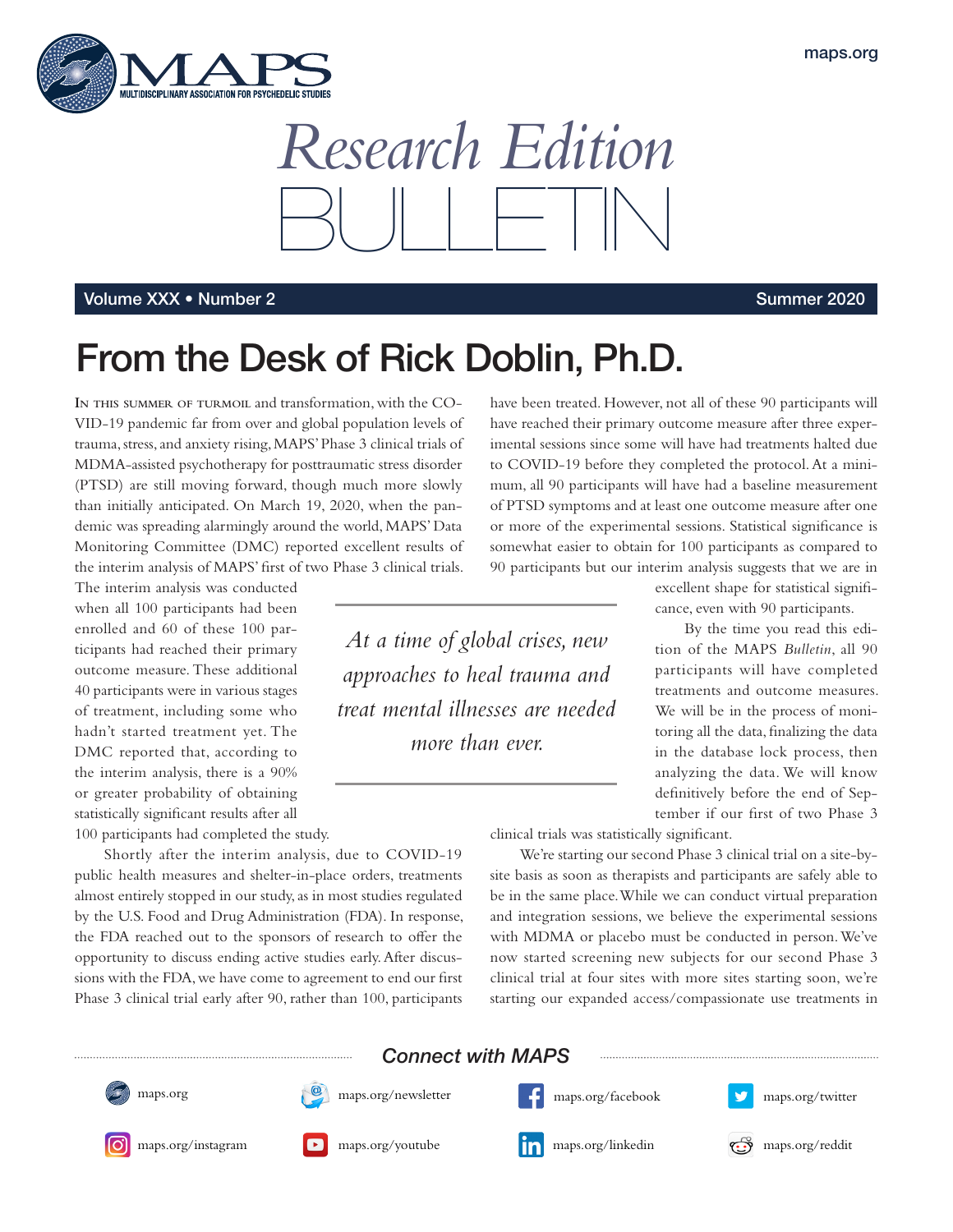# Research Edition BULLETIN

**Volume XXX • Number 2** | **Summer 2020**

## From the Desk of Rick Doblin, Ph.D.

In this summer of turmoil and transformation, with the COVID-19 pandemic far from over and global population levels of trauma, stress, and anxiety rising, MAPS' Phase 3 clinical trials of MDMA-assisted psychotherapy for posttraumatic stress disorder (PTSD) are still moving forward, though much more slowly than initially anticipated. On March 19, 2020, when the pandemic was spreading alarmingly around the world, MAPS' Data Monitoring Committee (DMC) reported excellent results of the interim analysis of MAPS' first of two Phase 3 clinical trials. The interim analysis was conducted when all 100 participants had been enrolled and 60 of these 100 participants had reached their primary outcome measure. These additional 40 participants were in various stages of treatment, including some who hadn't started treatment yet. The DMC reported that, according to the interim analysis, there is a 90% or greater probability of obtaining statistically significant results after all 100 participants had completed the study.

*At a time of global crises, new approaches to heal trauma and treat mental illnesses are needed more than ever.*

Shortly after the interim analysis, due to COVID-19 public health measures and shelter-in-place orders, treatments almost entirely stopped in our study, as in most studies regulated by the U.S. Food and Drug Administration (FDA). In response, the FDA reached out to the sponsors of research to offer the opportunity to discuss ending active studies early. After discussions with the FDA, we have come to agreement to end our first Phase 3 clinical trial early after 90, rather than 100, participants have been treated. However, not all of these 90 participants will have reached their primary outcome measure after three experimental sessions since some will have had treatments halted due to COVID-19 before they completed the protocol. At a minimum, all 90 participants will have had a baseline measurement of PTSD symptoms and at least one outcome measure after one or more of the experimental sessions. Statistical significance is somewhat easier to obtain for 100 participants as compared to 90 participants but our interim analysis suggests that we are in excellent shape for statistical significance, even with 90 participants.

By the time you read this edition of the MAPS *Bulletin*, all 90 participants will have completed treatments and outcome measures. We will be in the process of monitoring all the data, finalizing the data in the database lock process, then analyzing the data. We will know definitively before the end of September if our first of two Phase 3 clinical trials was statistically significant.

We're starting our second Phase 3 clinical trial on a site-by-site basis as soon as therapists and participants are safely able to be in the same place. While we can conduct virtual preparation and integration sessions, we believe the experimental sessions with MDMA or placebo must be conducted in person. We've now started screening new subjects for our second Phase 3 clinical trial at four sites with more sites starting soon, we're starting our expanded access/compassionate use treatments in

### Connect with MAPS

- maps.org
- maps.org/newsletter
- maps.org/facebook
- maps.org/twitter
- maps.org/instagram
- maps.org/youtube
- maps.org/linkedin
- maps.org/reddit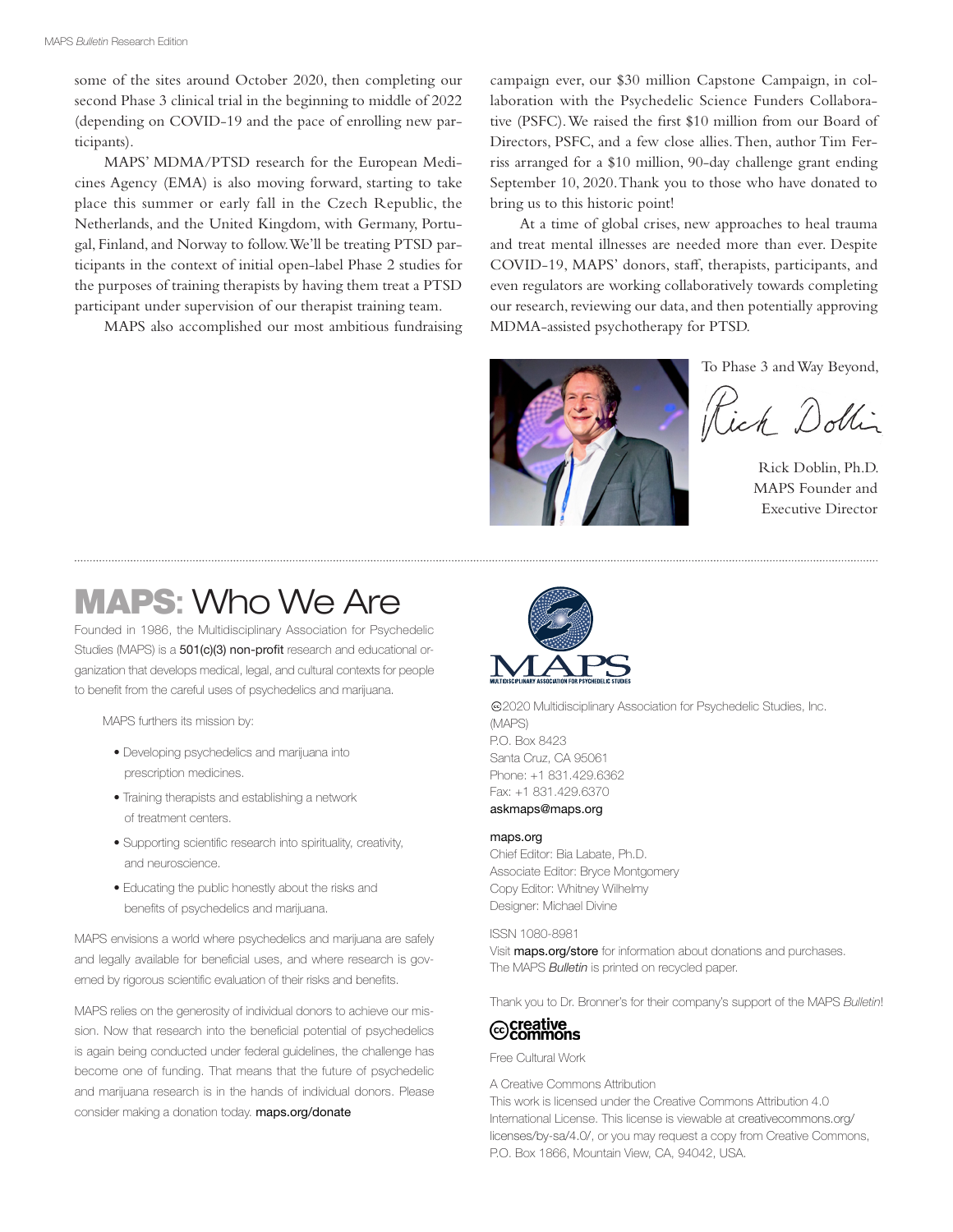some of the sites around October 2020, then completing our second Phase 3 clinical trial in the beginning to middle of 2022 (depending on COVID-19 and the pace of enrolling new participants).

MAPS' MDMA/PTSD research for the European Medicines Agency (EMA) is also moving forward, starting to take place this summer or early fall in the Czech Republic, the Netherlands, and the United Kingdom, with Germany, Portugal, Finland, and Norway to follow. We'll be treating PTSD participants in the context of initial open-label Phase 2 studies for the purposes of training therapists by having them treat a PTSD participant under supervision of our therapist training team.

MAPS also accomplished our most ambitious fundraising campaign ever, our $30 million Capstone Campaign, in collaboration with the Psychedelic Science Funders Collaborative (PSFC). We raised the first $10 million from our Board of Directors, PSFC, and a few close allies. Then, author Tim Ferriss arranged for a $10 million, 90-day challenge grant ending September 10, 2020. Thank you to those who have donated to bring us to this historic point!

At a time of global crises, new approaches to heal trauma and treat mental illnesses are needed more than ever. Despite COVID-19, MAPS' donors, staff, therapists, participants, and even regulators are working collaboratively towards completing our research, reviewing our data, and then potentially approving MDMA-assisted psychotherapy for PTSD.

To Phase 3 and Way Beyond,

Rick Doblin

Rick Doblin, Ph.D.
MAPS Founder and
Executive Director

# MAPS: Who We Are

Founded in 1986, the Multidisciplinary Association for Psychedelic Studies (MAPS) is a 501(c)(3) non-profit research and educational organization that develops medical, legal, and cultural contexts for people to benefit from the careful uses of psychedelics and marijuana.

MAPS furthers its mission by:

- Developing psychedelics and marijuana into prescription medicines.
- Training therapists and establishing a network of treatment centers.
- Supporting scientific research into spirituality, creativity, and neuroscience.
- Educating the public honestly about the risks and benefits of psychedelics and marijuana.

MAPS envisions a world where psychedelics and marijuana are safely and legally available for beneficial uses, and where research is governed by rigorous scientific evaluation of their risks and benefits.

MAPS relies on the generosity of individual donors to achieve our mission. Now that research into the beneficial potential of psychedelics is again being conducted under federal guidelines, the challenge has become one of funding. That means that the future of psychedelic and marijuana research is in the hands of individual donors. Please consider making a donation today. maps.org/donate

MAPS
MULTIDISCIPLINARY ASSOCIATION FOR PSYCHEDELIC STUDIES

©2020 Multidisciplinary Association for Psychedelic Studies, Inc. (MAPS)
P.O. Box 8423
Santa Cruz, CA 95061
Phone: +1 831.429.6362
Fax: +1 831.429.6370
askmaps@maps.org

maps.org
Chief Editor: Bia Labate, Ph.D.
Associate Editor: Bryce Montgomery
Copy Editor: Whitney Wilhelmy
Designer: Michael Divine

ISSN 1080-8981
Visit maps.org/store for information about donations and purchases.
The MAPS *Bulletin* is printed on recycled paper.

Thank you to Dr. Bronner's for their company's support of the MAPS *Bulletin*!

creative commons

Free Cultural Work

A Creative Commons Attribution
This work is licensed under the Creative Commons Attribution 4.0 International License. This license is viewable at creativecommons.org/licenses/by-sa/4.0/, or you may request a copy from Creative Commons, P.O. Box 1866, Mountain View, CA, 94042, USA.